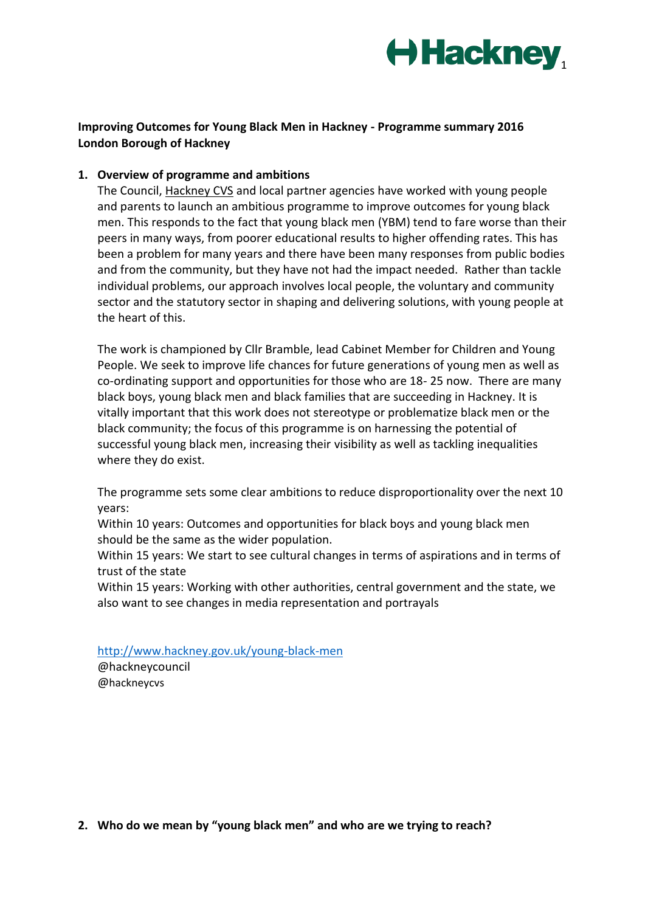**Improving Outcomes for Young Black Men in Hackney - Programme summary 2016**
**London Borough of Hackney**

## 1. Overview of programme and ambitions

The Council, Hackney CVS and local partner agencies have worked with young people and parents to launch an ambitious programme to improve outcomes for young black men. This responds to the fact that young black men (YBM) tend to fare worse than their peers in many ways, from poorer educational results to higher offending rates. This has been a problem for many years and there have been many responses from public bodies and from the community, but they have not had the impact needed. Rather than tackle individual problems, our approach involves local people, the voluntary and community sector and the statutory sector in shaping and delivering solutions, with young people at the heart of this.

The work is championed by Cllr Bramble, lead Cabinet Member for Children and Young People. We seek to improve life chances for future generations of young men as well as co-ordinating support and opportunities for those who are 18- 25 now. There are many black boys, young black men and black families that are succeeding in Hackney. It is vitally important that this work does not stereotype or problematize black men or the black community; the focus of this programme is on harnessing the potential of successful young black men, increasing their visibility as well as tackling inequalities where they do exist.

The programme sets some clear ambitions to reduce disproportionality over the next 10 years:
Within 10 years: Outcomes and opportunities for black boys and young black men should be the same as the wider population.
Within 15 years: We start to see cultural changes in terms of aspirations and in terms of trust of the state
Within 15 years: Working with other authorities, central government and the state, we also want to see changes in media representation and portrayals

http://www.hackney.gov.uk/young-black-men
@hackneycouncil
@hackneycvs

## 2. Who do we mean by "young black men" and who are we trying to reach?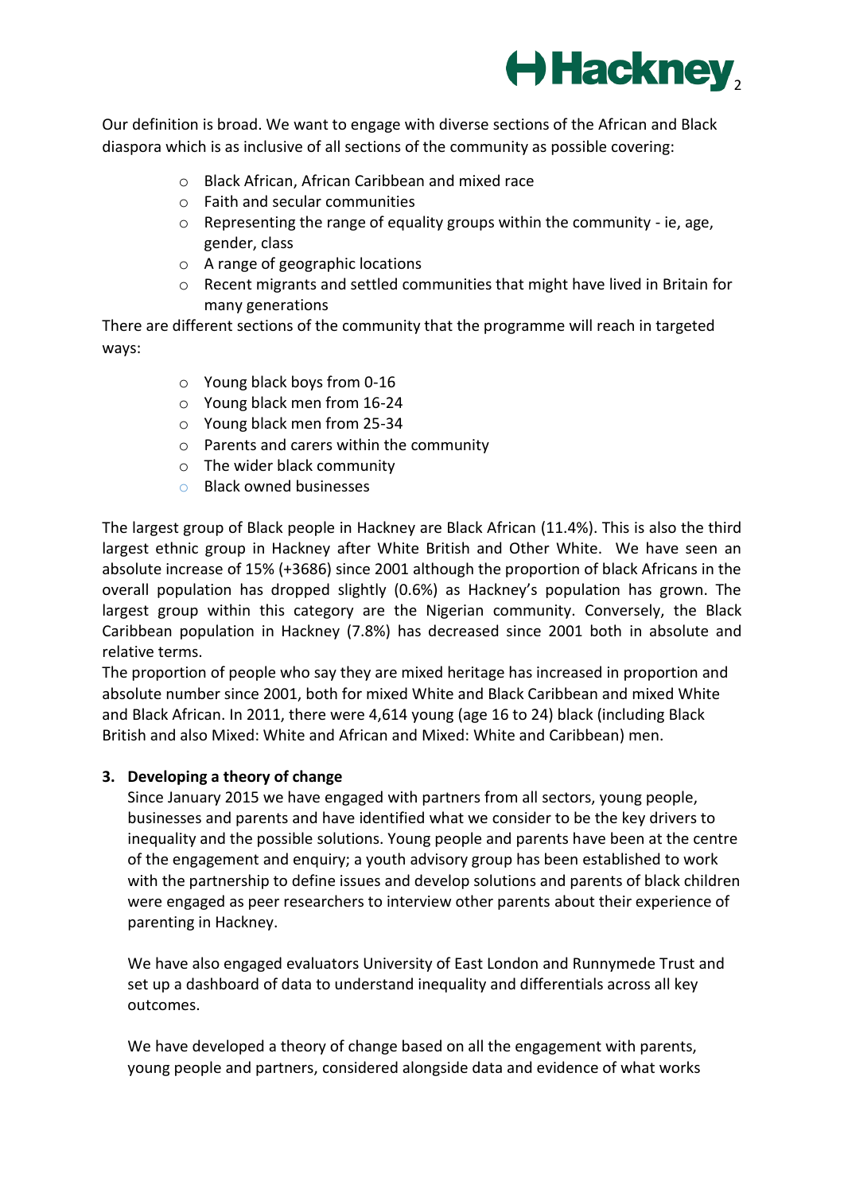Our definition is broad. We want to engage with diverse sections of the African and Black diaspora which is as inclusive of all sections of the community as possible covering:

- Black African, African Caribbean and mixed race
- Faith and secular communities
- Representing the range of equality groups within the community - ie, age, gender, class
- A range of geographic locations
- Recent migrants and settled communities that might have lived in Britain for many generations

There are different sections of the community that the programme will reach in targeted ways:

- Young black boys from 0-16
- Young black men from 16-24
- Young black men from 25-34
- Parents and carers within the community
- The wider black community
- Black owned businesses

The largest group of Black people in Hackney are Black African (11.4%). This is also the third largest ethnic group in Hackney after White British and Other White. We have seen an absolute increase of 15% (+3686) since 2001 although the proportion of black Africans in the overall population has dropped slightly (0.6%) as Hackney's population has grown. The largest group within this category are the Nigerian community. Conversely, the Black Caribbean population in Hackney (7.8%) has decreased since 2001 both in absolute and relative terms.

The proportion of people who say they are mixed heritage has increased in proportion and absolute number since 2001, both for mixed White and Black Caribbean and mixed White and Black African. In 2011, there were 4,614 young (age 16 to 24) black (including Black British and also Mixed: White and African and Mixed: White and Caribbean) men.

**3. Developing a theory of change**

Since January 2015 we have engaged with partners from all sectors, young people, businesses and parents and have identified what we consider to be the key drivers to inequality and the possible solutions. Young people and parents have been at the centre of the engagement and enquiry; a youth advisory group has been established to work with the partnership to define issues and develop solutions and parents of black children were engaged as peer researchers to interview other parents about their experience of parenting in Hackney.

We have also engaged evaluators University of East London and Runnymede Trust and set up a dashboard of data to understand inequality and differentials across all key outcomes.

We have developed a theory of change based on all the engagement with parents, young people and partners, considered alongside data and evidence of what works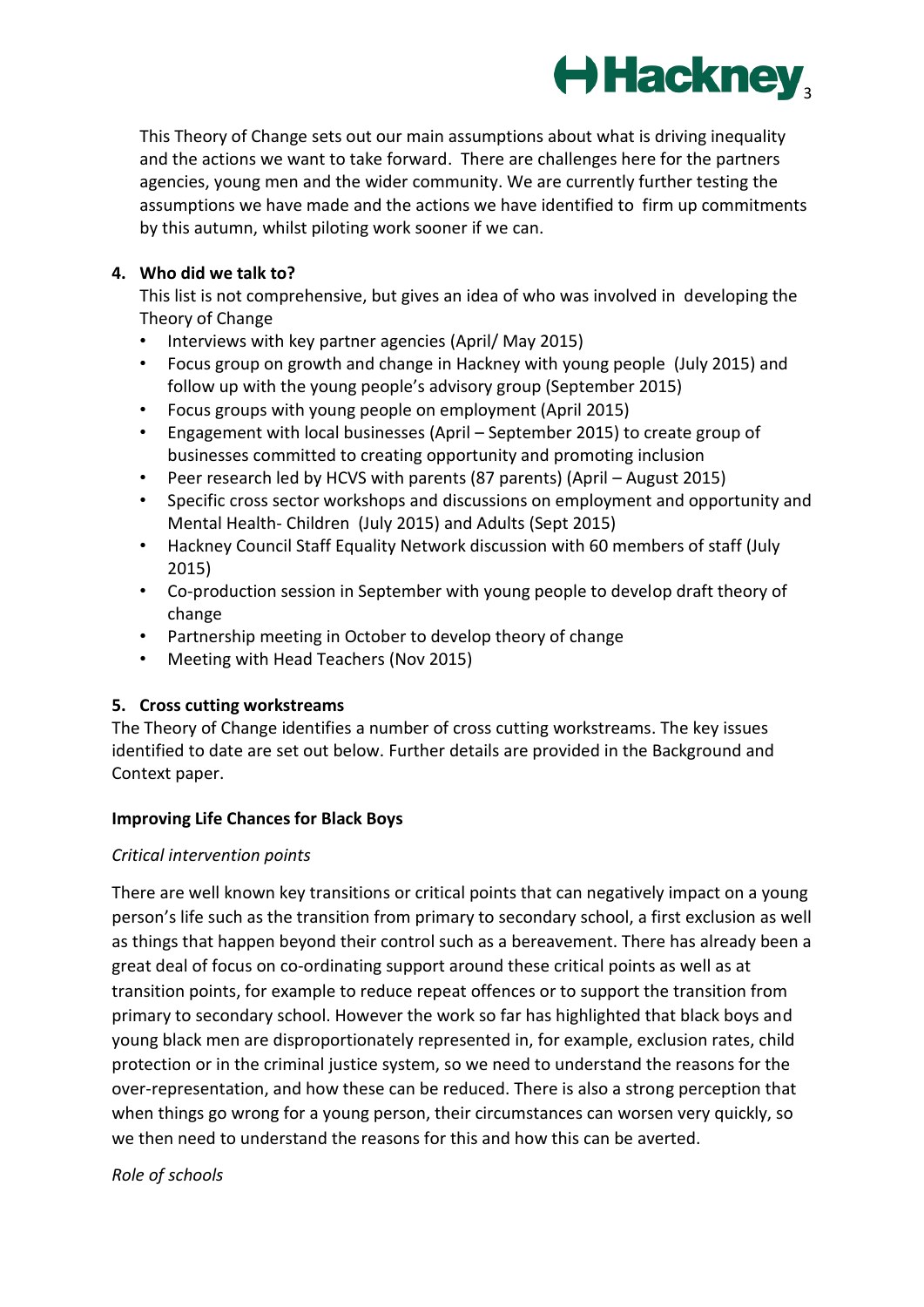This Theory of Change sets out our main assumptions about what is driving inequality and the actions we want to take forward. There are challenges here for the partners agencies, young men and the wider community. We are currently further testing the assumptions we have made and the actions we have identified to firm up commitments by this autumn, whilst piloting work sooner if we can.

**4. Who did we talk to?**

This list is not comprehensive, but gives an idea of who was involved in developing the Theory of Change

- Interviews with key partner agencies (April/ May 2015)
- Focus group on growth and change in Hackney with young people (July 2015) and follow up with the young people's advisory group (September 2015)
- Focus groups with young people on employment (April 2015)
- Engagement with local businesses (April – September 2015) to create group of businesses committed to creating opportunity and promoting inclusion
- Peer research led by HCVS with parents (87 parents) (April – August 2015)
- Specific cross sector workshops and discussions on employment and opportunity and Mental Health- Children (July 2015) and Adults (Sept 2015)
- Hackney Council Staff Equality Network discussion with 60 members of staff (July 2015)
- Co-production session in September with young people to develop draft theory of change
- Partnership meeting in October to develop theory of change
- Meeting with Head Teachers (Nov 2015)

**5. Cross cutting workstreams**

The Theory of Change identifies a number of cross cutting workstreams. The key issues identified to date are set out below. Further details are provided in the Background and Context paper.

**Improving Life Chances for Black Boys**

*Critical intervention points*

There are well known key transitions or critical points that can negatively impact on a young person's life such as the transition from primary to secondary school, a first exclusion as well as things that happen beyond their control such as a bereavement. There has already been a great deal of focus on co-ordinating support around these critical points as well as at transition points, for example to reduce repeat offences or to support the transition from primary to secondary school. However the work so far has highlighted that black boys and young black men are disproportionately represented in, for example, exclusion rates, child protection or in the criminal justice system, so we need to understand the reasons for the over-representation, and how these can be reduced. There is also a strong perception that when things go wrong for a young person, their circumstances can worsen very quickly, so we then need to understand the reasons for this and how this can be averted.

*Role of schools*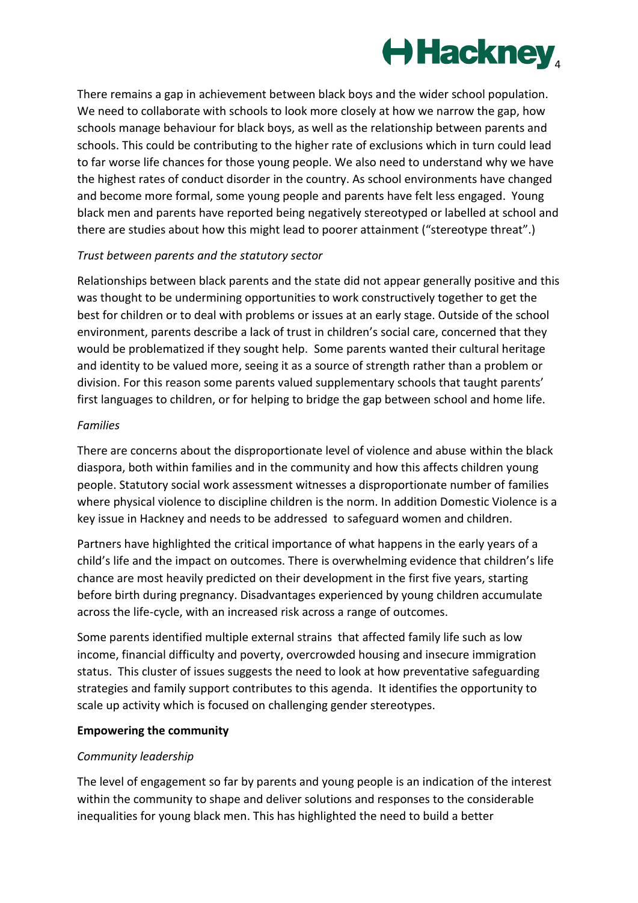There remains a gap in achievement between black boys and the wider school population. We need to collaborate with schools to look more closely at how we narrow the gap, how schools manage behaviour for black boys, as well as the relationship between parents and schools. This could be contributing to the higher rate of exclusions which in turn could lead to far worse life chances for those young people. We also need to understand why we have the highest rates of conduct disorder in the country. As school environments have changed and become more formal, some young people and parents have felt less engaged. Young black men and parents have reported being negatively stereotyped or labelled at school and there are studies about how this might lead to poorer attainment ("stereotype threat".)

*Trust between parents and the statutory sector*

Relationships between black parents and the state did not appear generally positive and this was thought to be undermining opportunities to work constructively together to get the best for children or to deal with problems or issues at an early stage. Outside of the school environment, parents describe a lack of trust in children's social care, concerned that they would be problematized if they sought help. Some parents wanted their cultural heritage and identity to be valued more, seeing it as a source of strength rather than a problem or division. For this reason some parents valued supplementary schools that taught parents' first languages to children, or for helping to bridge the gap between school and home life.

*Families*

There are concerns about the disproportionate level of violence and abuse within the black diaspora, both within families and in the community and how this affects children young people. Statutory social work assessment witnesses a disproportionate number of families where physical violence to discipline children is the norm. In addition Domestic Violence is a key issue in Hackney and needs to be addressed to safeguard women and children.

Partners have highlighted the critical importance of what happens in the early years of a child's life and the impact on outcomes. There is overwhelming evidence that children's life chance are most heavily predicted on their development in the first five years, starting before birth during pregnancy. Disadvantages experienced by young children accumulate across the life-cycle, with an increased risk across a range of outcomes.

Some parents identified multiple external strains that affected family life such as low income, financial difficulty and poverty, overcrowded housing and insecure immigration status. This cluster of issues suggests the need to look at how preventative safeguarding strategies and family support contributes to this agenda. It identifies the opportunity to scale up activity which is focused on challenging gender stereotypes.

**Empowering the community**

*Community leadership*

The level of engagement so far by parents and young people is an indication of the interest within the community to shape and deliver solutions and responses to the considerable inequalities for young black men. This has highlighted the need to build a better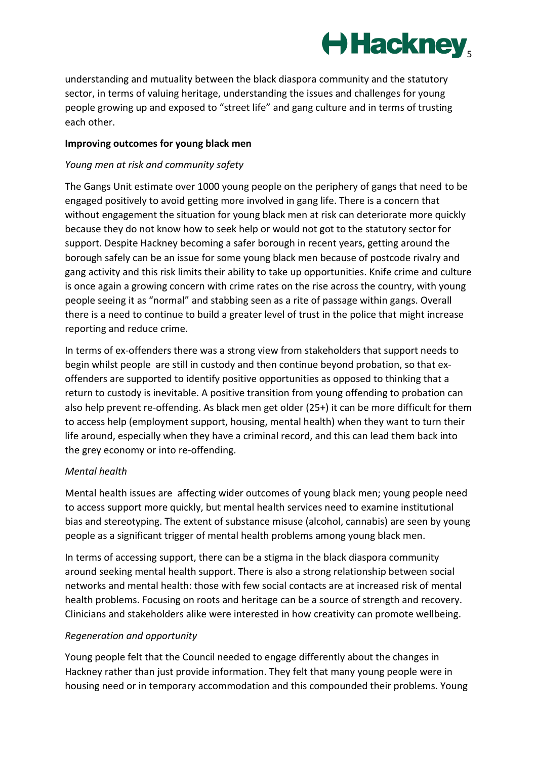understanding and mutuality between the black diaspora community and the statutory sector, in terms of valuing heritage, understanding the issues and challenges for young people growing up and exposed to "street life" and gang culture and in terms of trusting each other.

**Improving outcomes for young black men**

*Young men at risk and community safety*

The Gangs Unit estimate over 1000 young people on the periphery of gangs that need to be engaged positively to avoid getting more involved in gang life. There is a concern that without engagement the situation for young black men at risk can deteriorate more quickly because they do not know how to seek help or would not got to the statutory sector for support. Despite Hackney becoming a safer borough in recent years, getting around the borough safely can be an issue for some young black men because of postcode rivalry and gang activity and this risk limits their ability to take up opportunities. Knife crime and culture is once again a growing concern with crime rates on the rise across the country, with young people seeing it as "normal" and stabbing seen as a rite of passage within gangs. Overall there is a need to continue to build a greater level of trust in the police that might increase reporting and reduce crime.

In terms of ex-offenders there was a strong view from stakeholders that support needs to begin whilst people are still in custody and then continue beyond probation, so that ex-offenders are supported to identify positive opportunities as opposed to thinking that a return to custody is inevitable. A positive transition from young offending to probation can also help prevent re-offending. As black men get older (25+) it can be more difficult for them to access help (employment support, housing, mental health) when they want to turn their life around, especially when they have a criminal record, and this can lead them back into the grey economy or into re-offending.

*Mental health*

Mental health issues are affecting wider outcomes of young black men; young people need to access support more quickly, but mental health services need to examine institutional bias and stereotyping. The extent of substance misuse (alcohol, cannabis) are seen by young people as a significant trigger of mental health problems among young black men.

In terms of accessing support, there can be a stigma in the black diaspora community around seeking mental health support. There is also a strong relationship between social networks and mental health: those with few social contacts are at increased risk of mental health problems. Focusing on roots and heritage can be a source of strength and recovery. Clinicians and stakeholders alike were interested in how creativity can promote wellbeing.

*Regeneration and opportunity*

Young people felt that the Council needed to engage differently about the changes in Hackney rather than just provide information. They felt that many young people were in housing need or in temporary accommodation and this compounded their problems. Young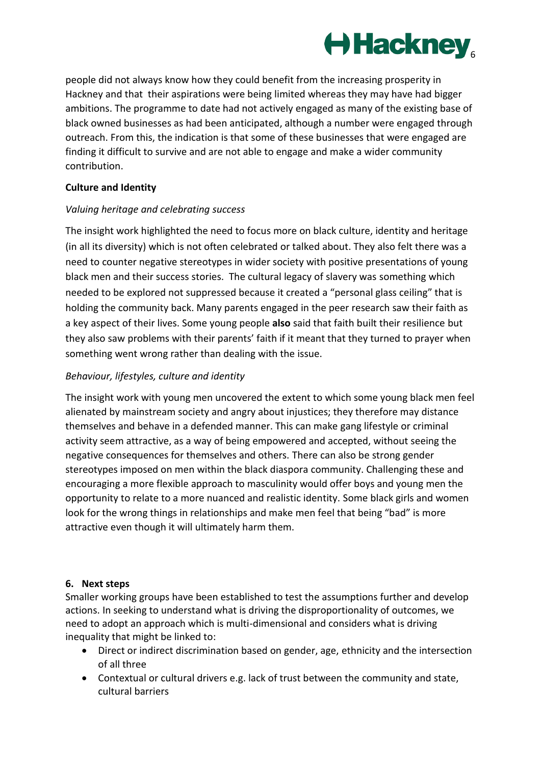people did not always know how they could benefit from the increasing prosperity in Hackney and that their aspirations were being limited whereas they may have had bigger ambitions. The programme to date had not actively engaged as many of the existing base of black owned businesses as had been anticipated, although a number were engaged through outreach. From this, the indication is that some of these businesses that were engaged are finding it difficult to survive and are not able to engage and make a wider community contribution.

**Culture and Identity**

*Valuing heritage and celebrating success*

The insight work highlighted the need to focus more on black culture, identity and heritage (in all its diversity) which is not often celebrated or talked about. They also felt there was a need to counter negative stereotypes in wider society with positive presentations of young black men and their success stories. The cultural legacy of slavery was something which needed to be explored not suppressed because it created a "personal glass ceiling" that is holding the community back. Many parents engaged in the peer research saw their faith as a key aspect of their lives. Some young people **also** said that faith built their resilience but they also saw problems with their parents' faith if it meant that they turned to prayer when something went wrong rather than dealing with the issue.

*Behaviour, lifestyles, culture and identity*

The insight work with young men uncovered the extent to which some young black men feel alienated by mainstream society and angry about injustices; they therefore may distance themselves and behave in a defended manner. This can make gang lifestyle or criminal activity seem attractive, as a way of being empowered and accepted, without seeing the negative consequences for themselves and others. There can also be strong gender stereotypes imposed on men within the black diaspora community. Challenging these and encouraging a more flexible approach to masculinity would offer boys and young men the opportunity to relate to a more nuanced and realistic identity. Some black girls and women look for the wrong things in relationships and make men feel that being "bad" is more attractive even though it will ultimately harm them.

## 6. Next steps

Smaller working groups have been established to test the assumptions further and develop actions. In seeking to understand what is driving the disproportionality of outcomes, we need to adopt an approach which is multi-dimensional and considers what is driving inequality that might be linked to:

- Direct or indirect discrimination based on gender, age, ethnicity and the intersection of all three
- Contextual or cultural drivers e.g. lack of trust between the community and state, cultural barriers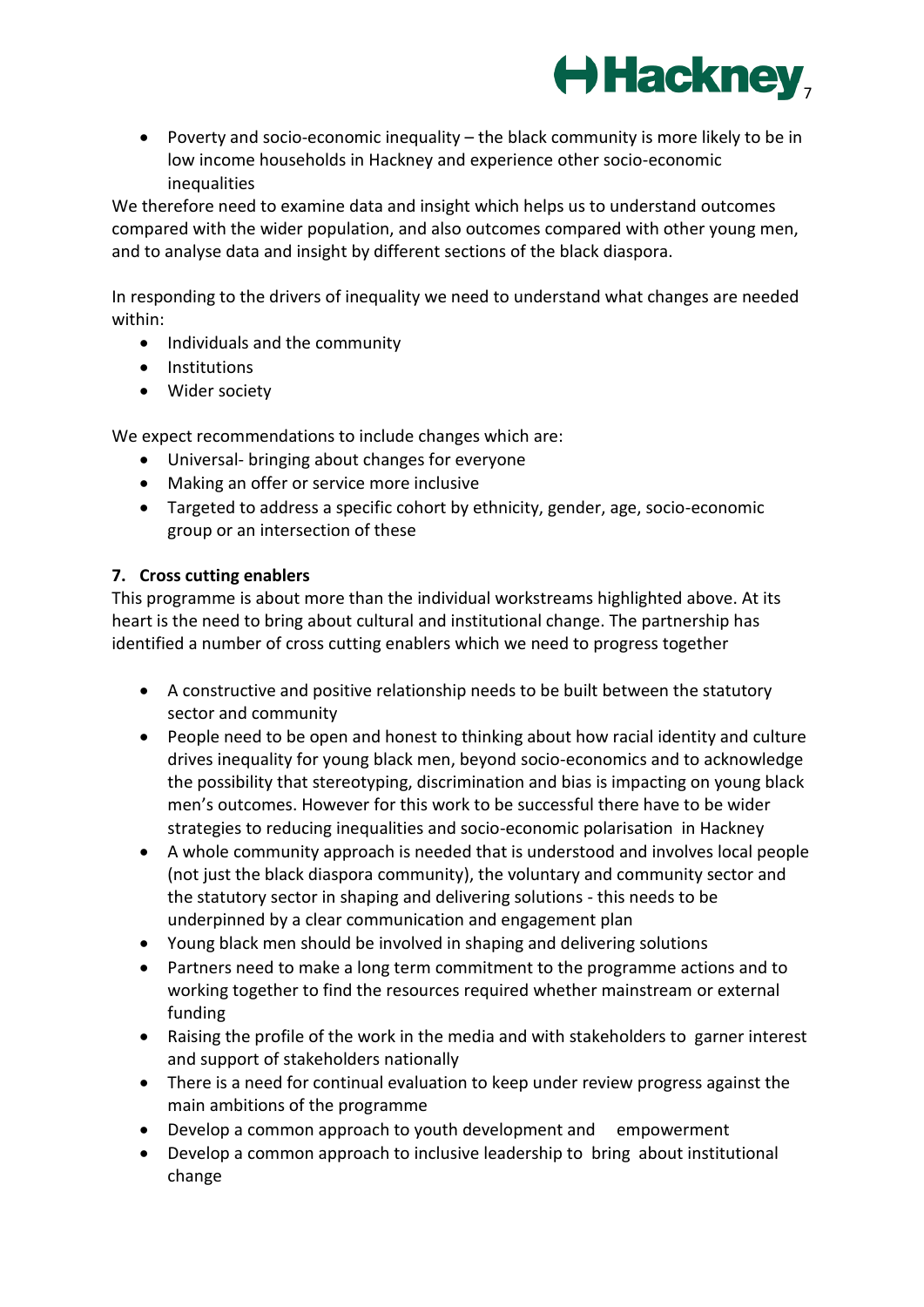- Poverty and socio-economic inequality – the black community is more likely to be in low income households in Hackney and experience other socio-economic inequalities

We therefore need to examine data and insight which helps us to understand outcomes compared with the wider population, and also outcomes compared with other young men, and to analyse data and insight by different sections of the black diaspora.

In responding to the drivers of inequality we need to understand what changes are needed within:

- Individuals and the community
- Institutions
- Wider society

We expect recommendations to include changes which are:

- Universal- bringing about changes for everyone
- Making an offer or service more inclusive
- Targeted to address a specific cohort by ethnicity, gender, age, socio-economic group or an intersection of these

## 7. Cross cutting enablers

This programme is about more than the individual workstreams highlighted above. At its heart is the need to bring about cultural and institutional change. The partnership has identified a number of cross cutting enablers which we need to progress together

- A constructive and positive relationship needs to be built between the statutory sector and community
- People need to be open and honest to thinking about how racial identity and culture drives inequality for young black men, beyond socio-economics and to acknowledge the possibility that stereotyping, discrimination and bias is impacting on young black men's outcomes. However for this work to be successful there have to be wider strategies to reducing inequalities and socio-economic polarisation in Hackney
- A whole community approach is needed that is understood and involves local people (not just the black diaspora community), the voluntary and community sector and the statutory sector in shaping and delivering solutions - this needs to be underpinned by a clear communication and engagement plan
- Young black men should be involved in shaping and delivering solutions
- Partners need to make a long term commitment to the programme actions and to working together to find the resources required whether mainstream or external funding
- Raising the profile of the work in the media and with stakeholders to garner interest and support of stakeholders nationally
- There is a need for continual evaluation to keep under review progress against the main ambitions of the programme
- Develop a common approach to youth development and empowerment
- Develop a common approach to inclusive leadership to bring about institutional change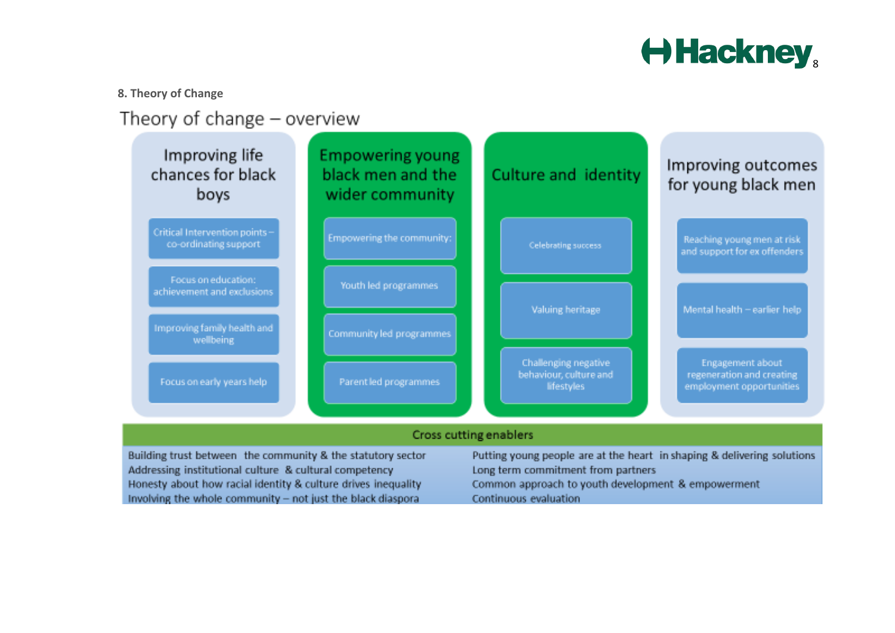## 8. Theory of Change

### Theory of change – overview

| Improving life chances for black boys | Empowering young black men and the wider community | Culture and identity | Improving outcomes for young black men |
|---|---|---|---|
| Critical Intervention points – co-ordinating support | Empowering the community: | Celebrating success | Reaching young men at risk and support for ex offenders |
| Focus on education: achievement and exclusions | Youth led programmes | Valuing heritage | Mental health – earlier help |
| Improving family health and wellbeing | Community led programmes | Challenging negative behaviour, culture and lifestyles | Engagement about regeneration and creating employment opportunities |
| Focus on early years help | Parent led programmes | | |

**Cross cutting enablers**

- Building trust between the community & the statutory sector
- Addressing institutional culture & cultural competency
- Honesty about how racial identity & culture drives inequality
- Involving the whole community – not just the black diaspora
- Putting young people are at the heart in shaping & delivering solutions
- Long term commitment from partners
- Common approach to youth development & empowerment
- Continuous evaluation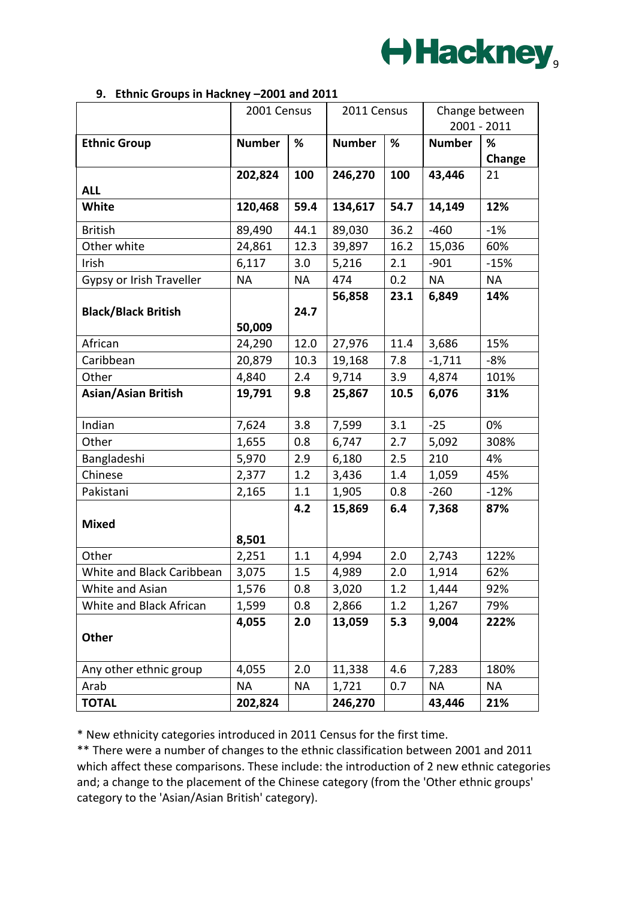## 9. Ethnic Groups in Hackney –2001 and 2011

| | 2001 Census | | 2011 Census | | Change between 2001 - 2011 | |
|---|---|---|---|---|---|---|
| **Ethnic Group** | **Number** | **%** | **Number** | **%** | **Number** | **% Change** |
| **ALL** | **202,824** | **100** | **246,270** | **100** | **43,446** | 21 |
| **White** | **120,468** | **59.4** | **134,617** | **54.7** | **14,149** | **12%** |
| British | 89,490 | 44.1 | 89,030 | 36.2 | -460 | -1% |
| Other white | 24,861 | 12.3 | 39,897 | 16.2 | 15,036 | 60% |
| Irish | 6,117 | 3.0 | 5,216 | 2.1 | -901 | -15% |
| Gypsy or Irish Traveller | NA | NA | 474 | 0.2 | NA | NA |
| **Black/Black British** | **50,009** | **24.7** | **56,858** | **23.1** | **6,849** | **14%** |
| African | 24,290 | 12.0 | 27,976 | 11.4 | 3,686 | 15% |
| Caribbean | 20,879 | 10.3 | 19,168 | 7.8 | -1,711 | -8% |
| Other | 4,840 | 2.4 | 9,714 | 3.9 | 4,874 | 101% |
| **Asian/Asian British** | **19,791** | **9.8** | **25,867** | **10.5** | **6,076** | **31%** |
| Indian | 7,624 | 3.8 | 7,599 | 3.1 | -25 | 0% |
| Other | 1,655 | 0.8 | 6,747 | 2.7 | 5,092 | 308% |
| Bangladeshi | 5,970 | 2.9 | 6,180 | 2.5 | 210 | 4% |
| Chinese | 2,377 | 1.2 | 3,436 | 1.4 | 1,059 | 45% |
| Pakistani | 2,165 | 1.1 | 1,905 | 0.8 | -260 | -12% |
| **Mixed** | **8,501** | **4.2** | **15,869** | **6.4** | **7,368** | **87%** |
| Other | 2,251 | 1.1 | 4,994 | 2.0 | 2,743 | 122% |
| White and Black Caribbean | 3,075 | 1.5 | 4,989 | 2.0 | 1,914 | 62% |
| White and Asian | 1,576 | 0.8 | 3,020 | 1.2 | 1,444 | 92% |
| White and Black African | 1,599 | 0.8 | 2,866 | 1.2 | 1,267 | 79% |
| **Other** | **4,055** | **2.0** | **13,059** | **5.3** | **9,004** | **222%** |
| Any other ethnic group | 4,055 | 2.0 | 11,338 | 4.6 | 7,283 | 180% |
| Arab | NA | NA | 1,721 | 0.7 | NA | NA |
| **TOTAL** | **202,824** | | **246,270** | | **43,446** | **21%** |

* New ethnicity categories introduced in 2011 Census for the first time.

** There were a number of changes to the ethnic classification between 2001 and 2011 which affect these comparisons. These include: the introduction of 2 new ethnic categories and; a change to the placement of the Chinese category (from the 'Other ethnic groups' category to the 'Asian/Asian British' category).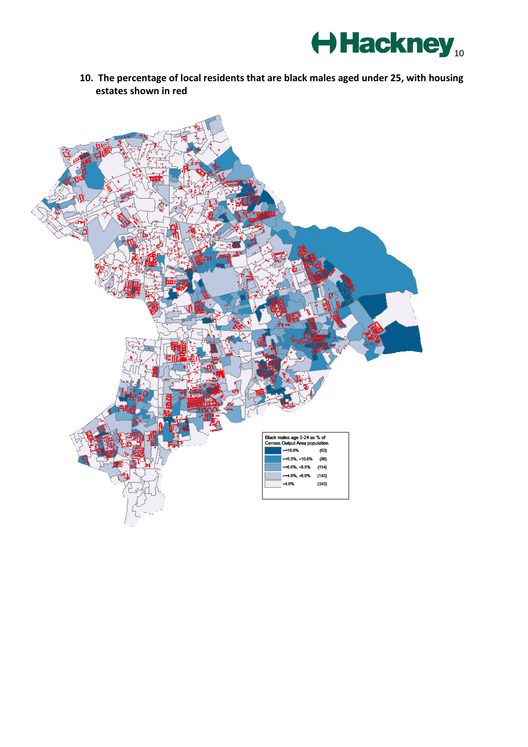**10. The percentage of local residents that are black males aged under 25, with housing estates shown in red**

Black males age 0-24 as % of Census Output Area population

>=10.6% (63)

>=8.5%, <10.6% (86)

>=6.6%, <8.5% (114)

>=4.6%, <6.6% (143)

<4.6% (343)